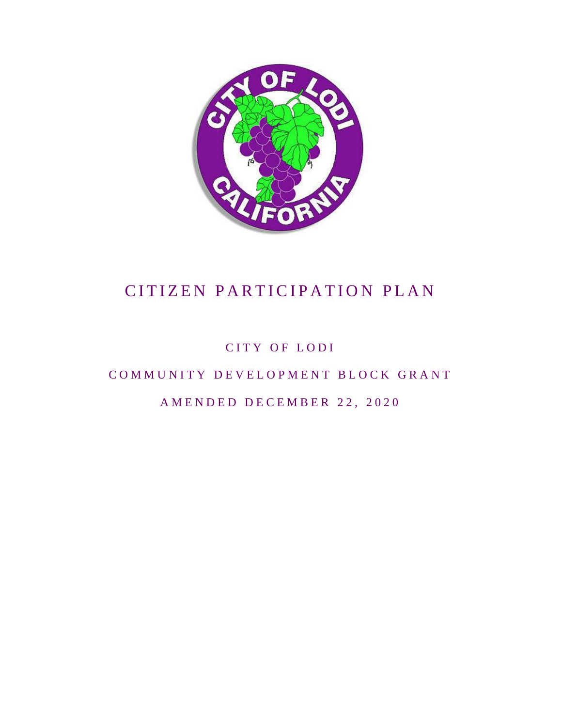# CITIZEN PARTICIPATION PLAN

CITY OF LODI

COMMUNITY DEVELOPMENT BLOCK GRANT

AMENDED DECEMBER 22, 2020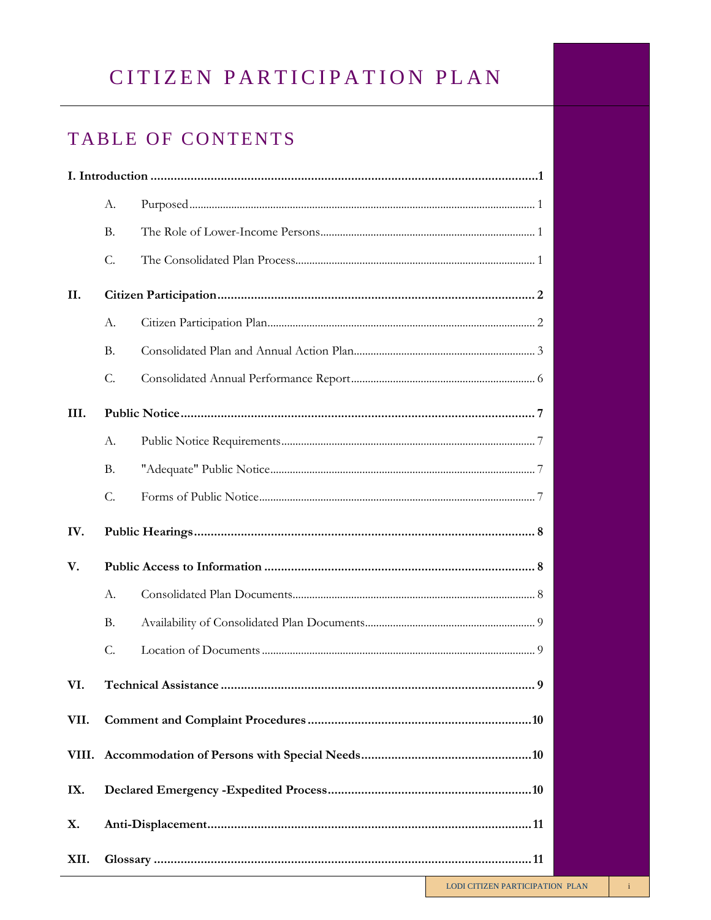# CITIZEN PARTICIPATION PLAN

## TABLE OF CONTENTS

**I. Introduction** .......... **1**

- A. Purposed .......... 1
- B. The Role of Lower-Income Persons .......... 1
- C. The Consolidated Plan Process .......... 1

**II. Citizen Participation** .......... **2**

- A. Citizen Participation Plan .......... 2
- B. Consolidated Plan and Annual Action Plan .......... 3
- C. Consolidated Annual Performance Report .......... 6

**III. Public Notice** .......... **7**

- A. Public Notice Requirements .......... 7
- B. "Adequate" Public Notice .......... 7
- C. Forms of Public Notice .......... 7

**IV. Public Hearings** .......... **8**

**V. Public Access to Information** .......... **8**

- A. Consolidated Plan Documents .......... 8
- B. Availability of Consolidated Plan Documents .......... 9
- C. Location of Documents .......... 9

**VI. Technical Assistance** .......... **9**

**VII. Comment and Complaint Procedures** .......... **10**

**VIII. Accommodation of Persons with Special Needs** .......... **10**

**IX. Declared Emergency -Expedited Process** .......... **10**

**X. Anti-Displacement** .......... **11**

**XII. Glossary** .......... **11**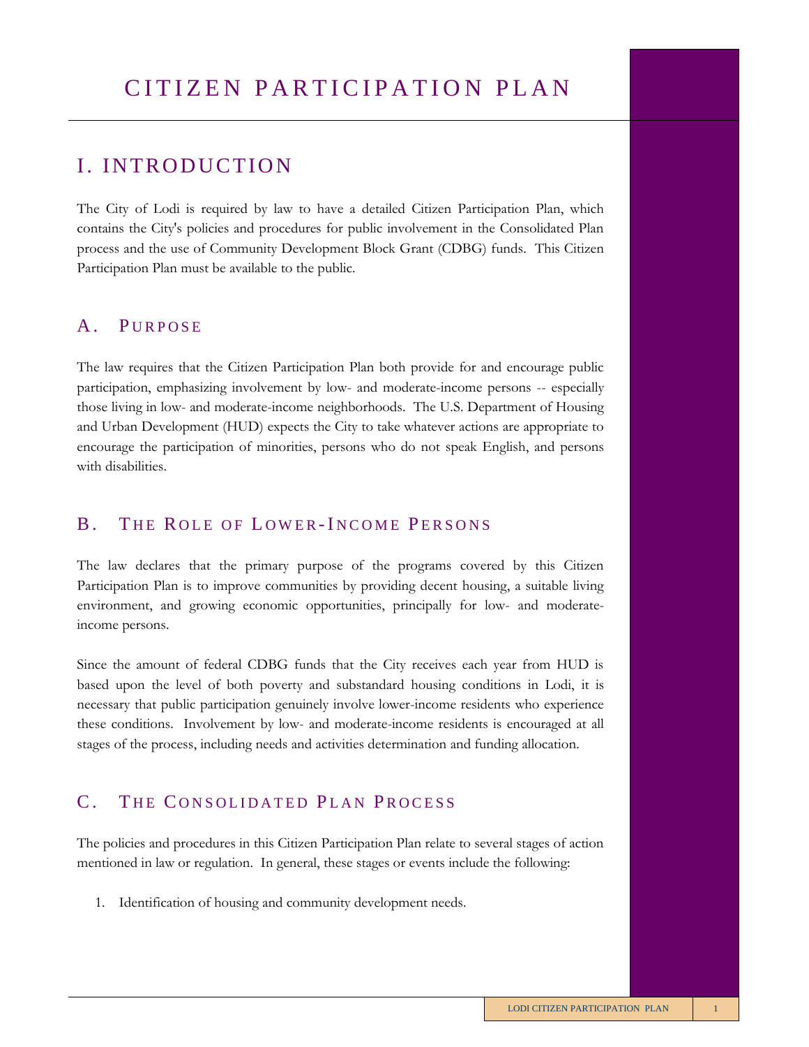# CITIZEN PARTICIPATION PLAN

## I. INTRODUCTION

The City of Lodi is required by law to have a detailed Citizen Participation Plan, which contains the City's policies and procedures for public involvement in the Consolidated Plan process and the use of Community Development Block Grant (CDBG) funds. This Citizen Participation Plan must be available to the public.

### A. PURPOSE

The law requires that the Citizen Participation Plan both provide for and encourage public participation, emphasizing involvement by low- and moderate-income persons -- especially those living in low- and moderate-income neighborhoods. The U.S. Department of Housing and Urban Development (HUD) expects the City to take whatever actions are appropriate to encourage the participation of minorities, persons who do not speak English, and persons with disabilities.

### B. THE ROLE OF LOWER-INCOME PERSONS

The law declares that the primary purpose of the programs covered by this Citizen Participation Plan is to improve communities by providing decent housing, a suitable living environment, and growing economic opportunities, principally for low- and moderate-income persons.

Since the amount of federal CDBG funds that the City receives each year from HUD is based upon the level of both poverty and substandard housing conditions in Lodi, it is necessary that public participation genuinely involve lower-income residents who experience these conditions. Involvement by low- and moderate-income residents is encouraged at all stages of the process, including needs and activities determination and funding allocation.

### C. THE CONSOLIDATED PLAN PROCESS

The policies and procedures in this Citizen Participation Plan relate to several stages of action mentioned in law or regulation. In general, these stages or events include the following:

1. Identification of housing and community development needs.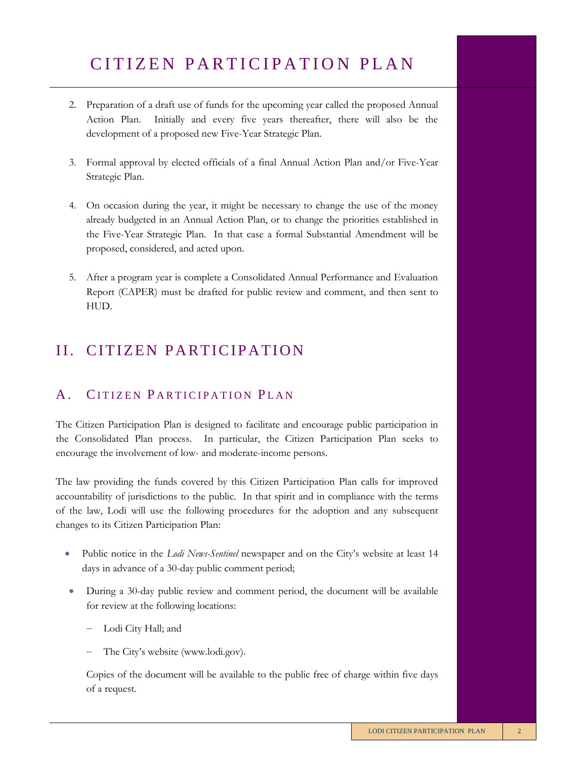2. Preparation of a draft use of funds for the upcoming year called the proposed Annual Action Plan. Initially and every five years thereafter, there will also be the development of a proposed new Five-Year Strategic Plan.

3. Formal approval by elected officials of a final Annual Action Plan and/or Five-Year Strategic Plan.

4. On occasion during the year, it might be necessary to change the use of the money already budgeted in an Annual Action Plan, or to change the priorities established in the Five-Year Strategic Plan. In that case a formal Substantial Amendment will be proposed, considered, and acted upon.

5. After a program year is complete a Consolidated Annual Performance and Evaluation Report (CAPER) must be drafted for public review and comment, and then sent to HUD.

# II. CITIZEN PARTICIPATION

## A. CITIZEN PARTICIPATION PLAN

The Citizen Participation Plan is designed to facilitate and encourage public participation in the Consolidated Plan process. In particular, the Citizen Participation Plan seeks to encourage the involvement of low- and moderate-income persons.

The law providing the funds covered by this Citizen Participation Plan calls for improved accountability of jurisdictions to the public. In that spirit and in compliance with the terms of the law, Lodi will use the following procedures for the adoption and any subsequent changes to its Citizen Participation Plan:

- Public notice in the *Lodi News-Sentinel* newspaper and on the City's website at least 14 days in advance of a 30-day public comment period;

- During a 30-day public review and comment period, the document will be available for review at the following locations:

  - Lodi City Hall; and

  - The City's website (www.lodi.gov).

  Copies of the document will be available to the public free of charge within five days of a request.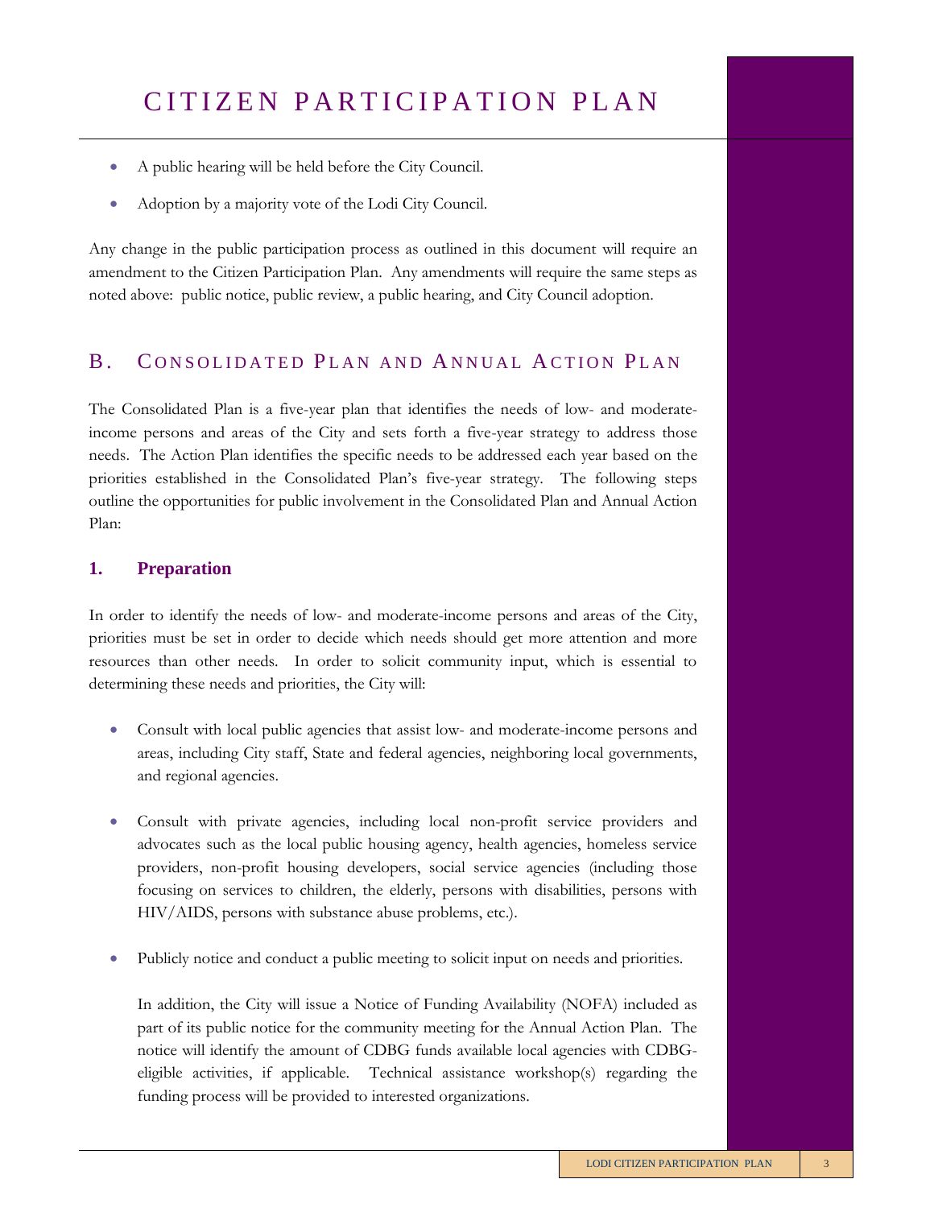- A public hearing will be held before the City Council.
- Adoption by a majority vote of the Lodi City Council.

Any change in the public participation process as outlined in this document will require an amendment to the Citizen Participation Plan. Any amendments will require the same steps as noted above: public notice, public review, a public hearing, and City Council adoption.

## B. Consolidated Plan and Annual Action Plan

The Consolidated Plan is a five-year plan that identifies the needs of low- and moderate-income persons and areas of the City and sets forth a five-year strategy to address those needs. The Action Plan identifies the specific needs to be addressed each year based on the priorities established in the Consolidated Plan's five-year strategy. The following steps outline the opportunities for public involvement in the Consolidated Plan and Annual Action Plan:

### 1. Preparation

In order to identify the needs of low- and moderate-income persons and areas of the City, priorities must be set in order to decide which needs should get more attention and more resources than other needs. In order to solicit community input, which is essential to determining these needs and priorities, the City will:

- Consult with local public agencies that assist low- and moderate-income persons and areas, including City staff, State and federal agencies, neighboring local governments, and regional agencies.
- Consult with private agencies, including local non-profit service providers and advocates such as the local public housing agency, health agencies, homeless service providers, non-profit housing developers, social service agencies (including those focusing on services to children, the elderly, persons with disabilities, persons with HIV/AIDS, persons with substance abuse problems, etc.).
- Publicly notice and conduct a public meeting to solicit input on needs and priorities.

  In addition, the City will issue a Notice of Funding Availability (NOFA) included as part of its public notice for the community meeting for the Annual Action Plan. The notice will identify the amount of CDBG funds available local agencies with CDBG-eligible activities, if applicable. Technical assistance workshop(s) regarding the funding process will be provided to interested organizations.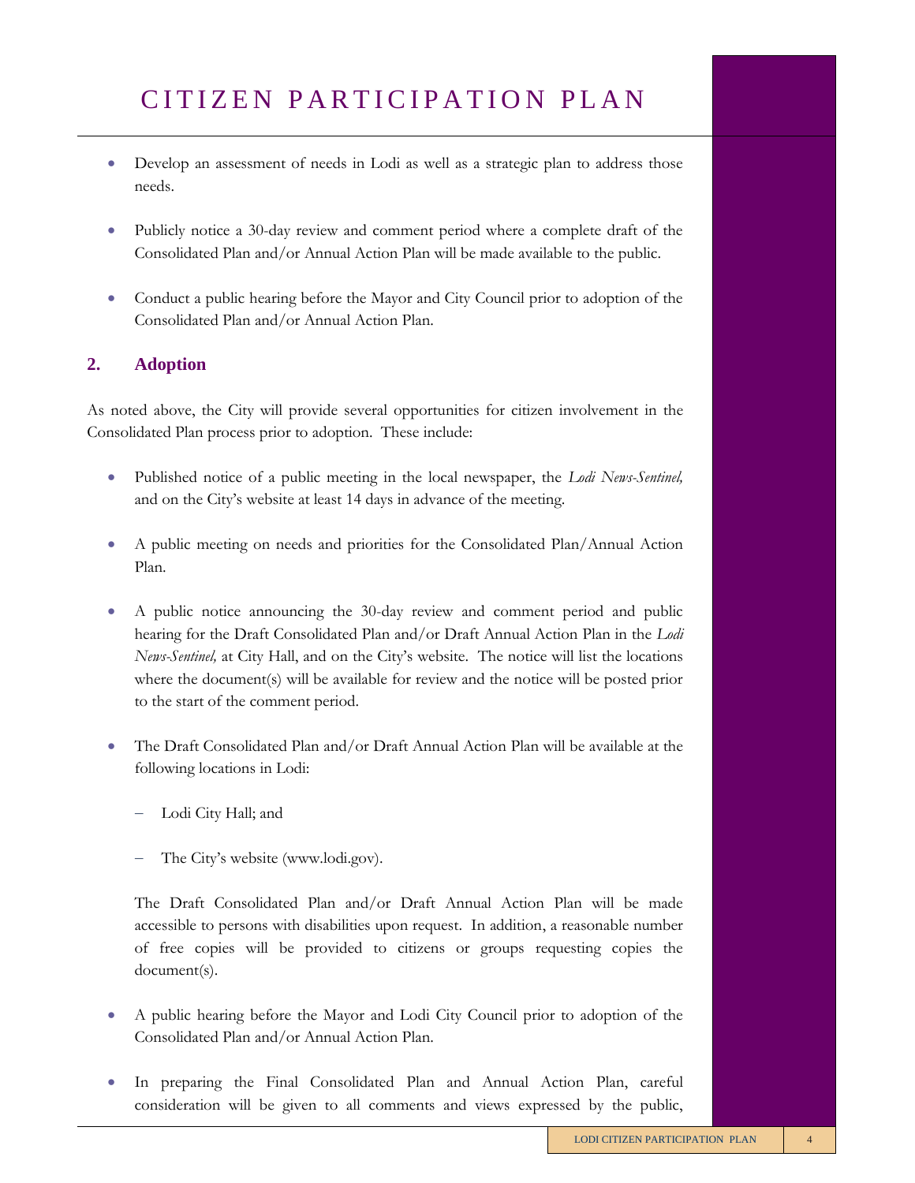- Develop an assessment of needs in Lodi as well as a strategic plan to address those needs.

- Publicly notice a 30-day review and comment period where a complete draft of the Consolidated Plan and/or Annual Action Plan will be made available to the public.

- Conduct a public hearing before the Mayor and City Council prior to adoption of the Consolidated Plan and/or Annual Action Plan.

## 2. Adoption

As noted above, the City will provide several opportunities for citizen involvement in the Consolidated Plan process prior to adoption. These include:

- Published notice of a public meeting in the local newspaper, the *Lodi News-Sentinel,* and on the City's website at least 14 days in advance of the meeting.

- A public meeting on needs and priorities for the Consolidated Plan/Annual Action Plan.

- A public notice announcing the 30-day review and comment period and public hearing for the Draft Consolidated Plan and/or Draft Annual Action Plan in the *Lodi News-Sentinel,* at City Hall, and on the City's website. The notice will list the locations where the document(s) will be available for review and the notice will be posted prior to the start of the comment period.

- The Draft Consolidated Plan and/or Draft Annual Action Plan will be available at the following locations in Lodi:

  - Lodi City Hall; and

  - The City's website (www.lodi.gov).

  The Draft Consolidated Plan and/or Draft Annual Action Plan will be made accessible to persons with disabilities upon request. In addition, a reasonable number of free copies will be provided to citizens or groups requesting copies the document(s).

- A public hearing before the Mayor and Lodi City Council prior to adoption of the Consolidated Plan and/or Annual Action Plan.

- In preparing the Final Consolidated Plan and Annual Action Plan, careful consideration will be given to all comments and views expressed by the public,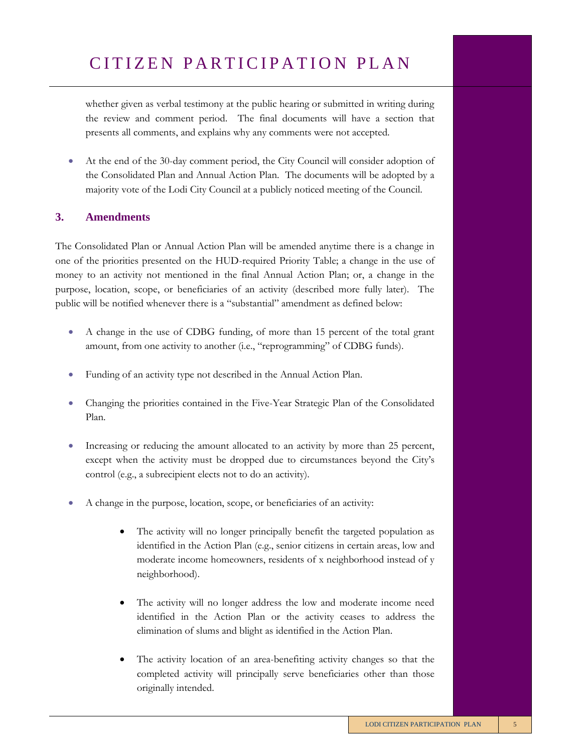whether given as verbal testimony at the public hearing or submitted in writing during the review and comment period. The final documents will have a section that presents all comments, and explains why any comments were not accepted.

- At the end of the 30-day comment period, the City Council will consider adoption of the Consolidated Plan and Annual Action Plan. The documents will be adopted by a majority vote of the Lodi City Council at a publicly noticed meeting of the Council.

## 3. Amendments

The Consolidated Plan or Annual Action Plan will be amended anytime there is a change in one of the priorities presented on the HUD-required Priority Table; a change in the use of money to an activity not mentioned in the final Annual Action Plan; or, a change in the purpose, location, scope, or beneficiaries of an activity (described more fully later). The public will be notified whenever there is a "substantial" amendment as defined below:

- A change in the use of CDBG funding, of more than 15 percent of the total grant amount, from one activity to another (i.e., "reprogramming" of CDBG funds).
- Funding of an activity type not described in the Annual Action Plan.
- Changing the priorities contained in the Five-Year Strategic Plan of the Consolidated Plan.
- Increasing or reducing the amount allocated to an activity by more than 25 percent, except when the activity must be dropped due to circumstances beyond the City's control (e.g., a subrecipient elects not to do an activity).
- A change in the purpose, location, scope, or beneficiaries of an activity:
  - The activity will no longer principally benefit the targeted population as identified in the Action Plan (e.g., senior citizens in certain areas, low and moderate income homeowners, residents of x neighborhood instead of y neighborhood).
  - The activity will no longer address the low and moderate income need identified in the Action Plan or the activity ceases to address the elimination of slums and blight as identified in the Action Plan.
  - The activity location of an area-benefiting activity changes so that the completed activity will principally serve beneficiaries other than those originally intended.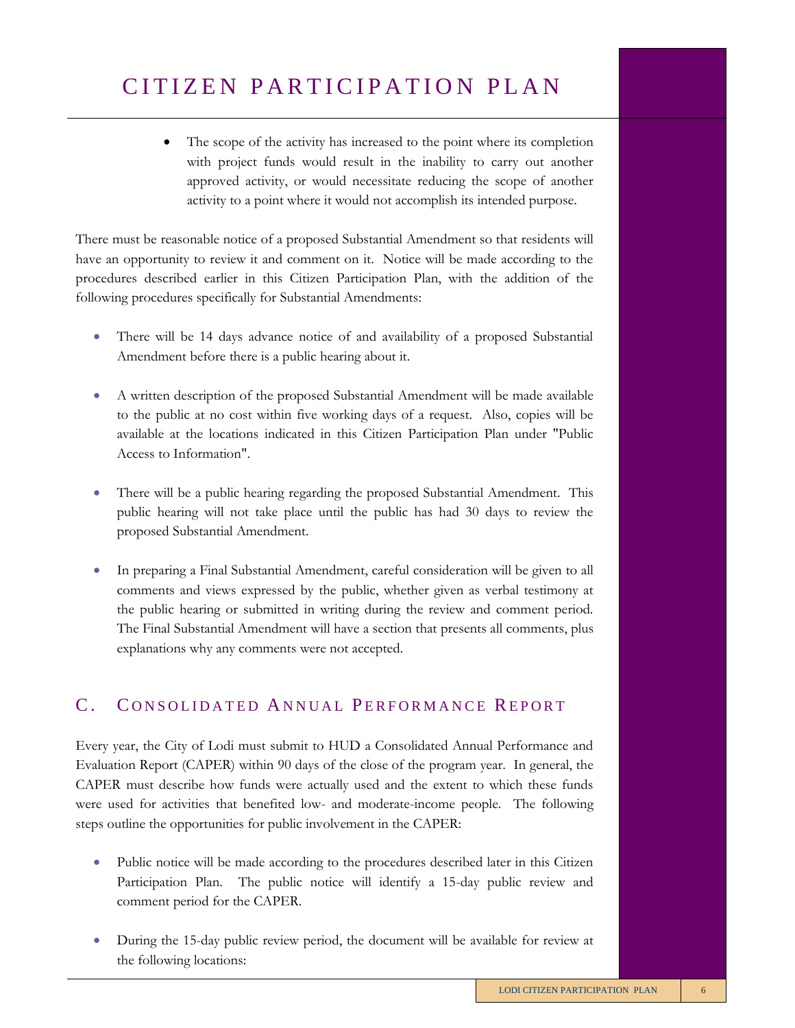- The scope of the activity has increased to the point where its completion with project funds would result in the inability to carry out another approved activity, or would necessitate reducing the scope of another activity to a point where it would not accomplish its intended purpose.

There must be reasonable notice of a proposed Substantial Amendment so that residents will have an opportunity to review it and comment on it. Notice will be made according to the procedures described earlier in this Citizen Participation Plan, with the addition of the following procedures specifically for Substantial Amendments:

- There will be 14 days advance notice of and availability of a proposed Substantial Amendment before there is a public hearing about it.

- A written description of the proposed Substantial Amendment will be made available to the public at no cost within five working days of a request. Also, copies will be available at the locations indicated in this Citizen Participation Plan under "Public Access to Information".

- There will be a public hearing regarding the proposed Substantial Amendment. This public hearing will not take place until the public has had 30 days to review the proposed Substantial Amendment.

- In preparing a Final Substantial Amendment, careful consideration will be given to all comments and views expressed by the public, whether given as verbal testimony at the public hearing or submitted in writing during the review and comment period. The Final Substantial Amendment will have a section that presents all comments, plus explanations why any comments were not accepted.

## C. Consolidated Annual Performance Report

Every year, the City of Lodi must submit to HUD a Consolidated Annual Performance and Evaluation Report (CAPER) within 90 days of the close of the program year. In general, the CAPER must describe how funds were actually used and the extent to which these funds were used for activities that benefited low- and moderate-income people. The following steps outline the opportunities for public involvement in the CAPER:

- Public notice will be made according to the procedures described later in this Citizen Participation Plan. The public notice will identify a 15-day public review and comment period for the CAPER.

- During the 15-day public review period, the document will be available for review at the following locations: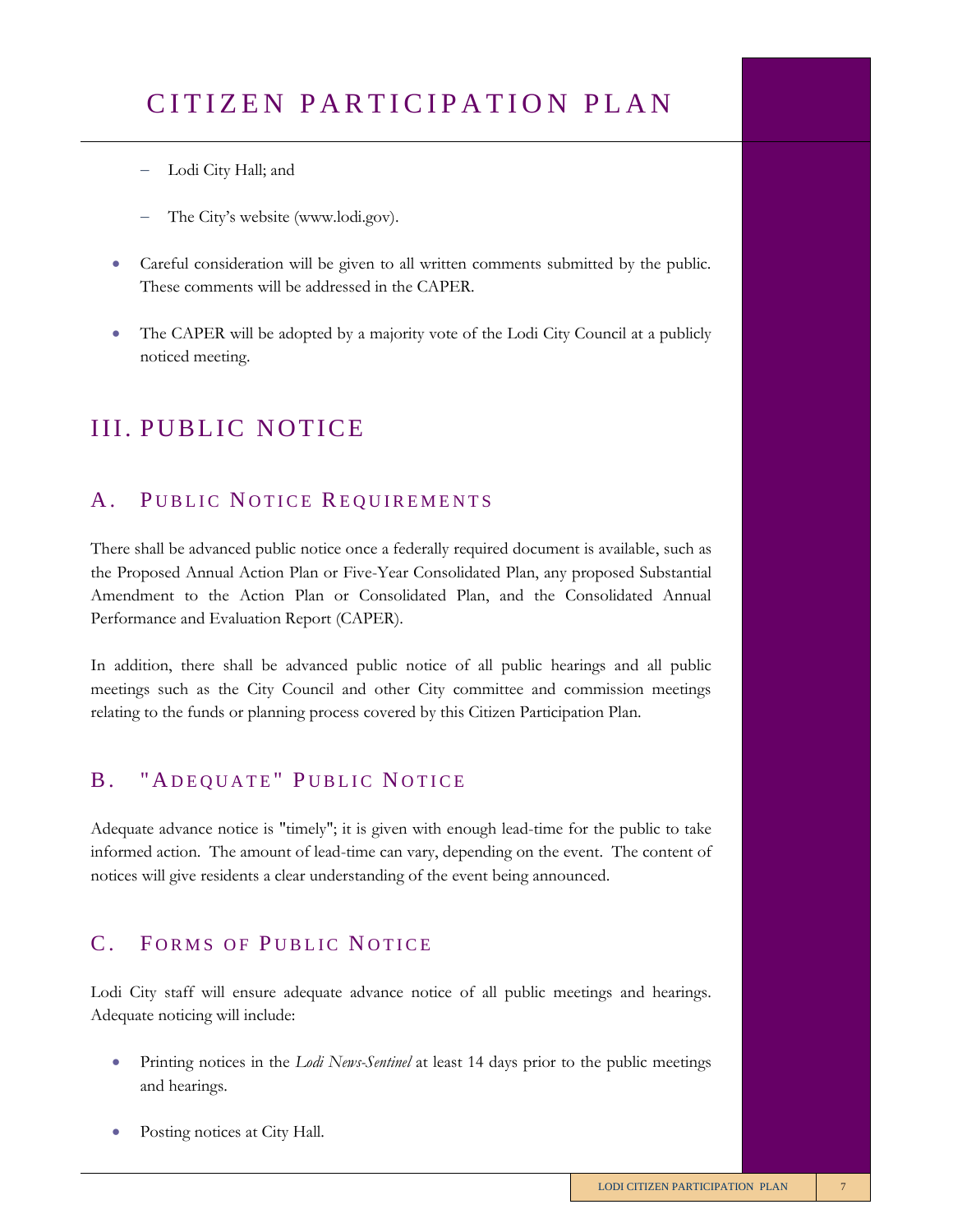- Lodi City Hall; and
- The City's website (www.lodi.gov).

- Careful consideration will be given to all written comments submitted by the public. These comments will be addressed in the CAPER.

- The CAPER will be adopted by a majority vote of the Lodi City Council at a publicly noticed meeting.

# III. PUBLIC NOTICE

## A. Public Notice Requirements

There shall be advanced public notice once a federally required document is available, such as the Proposed Annual Action Plan or Five-Year Consolidated Plan, any proposed Substantial Amendment to the Action Plan or Consolidated Plan, and the Consolidated Annual Performance and Evaluation Report (CAPER).

In addition, there shall be advanced public notice of all public hearings and all public meetings such as the City Council and other City committee and commission meetings relating to the funds or planning process covered by this Citizen Participation Plan.

## B. "Adequate" Public Notice

Adequate advance notice is "timely"; it is given with enough lead-time for the public to take informed action. The amount of lead-time can vary, depending on the event. The content of notices will give residents a clear understanding of the event being announced.

## C. Forms of Public Notice

Lodi City staff will ensure adequate advance notice of all public meetings and hearings. Adequate noticing will include:

- Printing notices in the *Lodi News-Sentinel* at least 14 days prior to the public meetings and hearings.

- Posting notices at City Hall.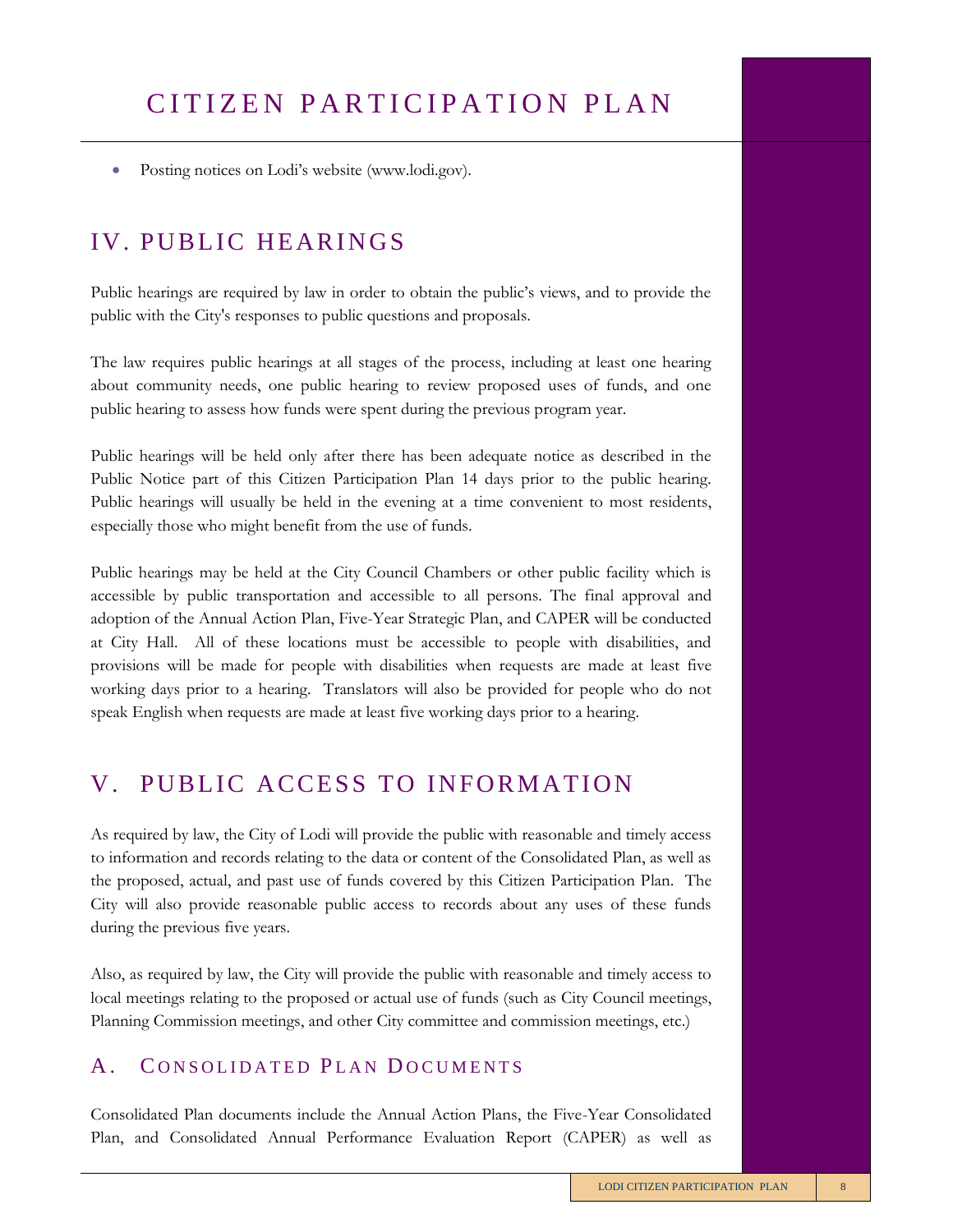- Posting notices on Lodi's website (www.lodi.gov).

## IV. PUBLIC HEARINGS

Public hearings are required by law in order to obtain the public's views, and to provide the public with the City's responses to public questions and proposals.

The law requires public hearings at all stages of the process, including at least one hearing about community needs, one public hearing to review proposed uses of funds, and one public hearing to assess how funds were spent during the previous program year.

Public hearings will be held only after there has been adequate notice as described in the Public Notice part of this Citizen Participation Plan 14 days prior to the public hearing. Public hearings will usually be held in the evening at a time convenient to most residents, especially those who might benefit from the use of funds.

Public hearings may be held at the City Council Chambers or other public facility which is accessible by public transportation and accessible to all persons. The final approval and adoption of the Annual Action Plan, Five-Year Strategic Plan, and CAPER will be conducted at City Hall. All of these locations must be accessible to people with disabilities, and provisions will be made for people with disabilities when requests are made at least five working days prior to a hearing. Translators will also be provided for people who do not speak English when requests are made at least five working days prior to a hearing.

## V. PUBLIC ACCESS TO INFORMATION

As required by law, the City of Lodi will provide the public with reasonable and timely access to information and records relating to the data or content of the Consolidated Plan, as well as the proposed, actual, and past use of funds covered by this Citizen Participation Plan. The City will also provide reasonable public access to records about any uses of these funds during the previous five years.

Also, as required by law, the City will provide the public with reasonable and timely access to local meetings relating to the proposed or actual use of funds (such as City Council meetings, Planning Commission meetings, and other City committee and commission meetings, etc.)

### A. CONSOLIDATED PLAN DOCUMENTS

Consolidated Plan documents include the Annual Action Plans, the Five-Year Consolidated Plan, and Consolidated Annual Performance Evaluation Report (CAPER) as well as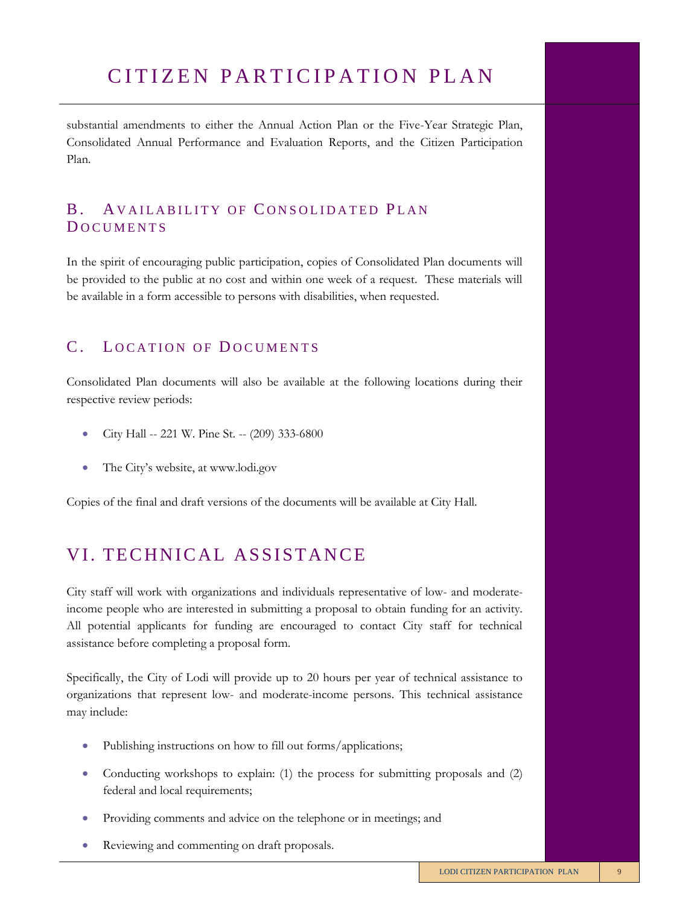substantial amendments to either the Annual Action Plan or the Five-Year Strategic Plan, Consolidated Annual Performance and Evaluation Reports, and the Citizen Participation Plan.

### B. Availability of Consolidated Plan Documents

In the spirit of encouraging public participation, copies of Consolidated Plan documents will be provided to the public at no cost and within one week of a request. These materials will be available in a form accessible to persons with disabilities, when requested.

### C. Location of Documents

Consolidated Plan documents will also be available at the following locations during their respective review periods:

- City Hall -- 221 W. Pine St. -- (209) 333-6800
- The City's website, at www.lodi.gov

Copies of the final and draft versions of the documents will be available at City Hall.

## VI. Technical Assistance

City staff will work with organizations and individuals representative of low- and moderate-income people who are interested in submitting a proposal to obtain funding for an activity. All potential applicants for funding are encouraged to contact City staff for technical assistance before completing a proposal form.

Specifically, the City of Lodi will provide up to 20 hours per year of technical assistance to organizations that represent low- and moderate-income persons. This technical assistance may include:

- Publishing instructions on how to fill out forms/applications;
- Conducting workshops to explain: (1) the process for submitting proposals and (2) federal and local requirements;
- Providing comments and advice on the telephone or in meetings; and
- Reviewing and commenting on draft proposals.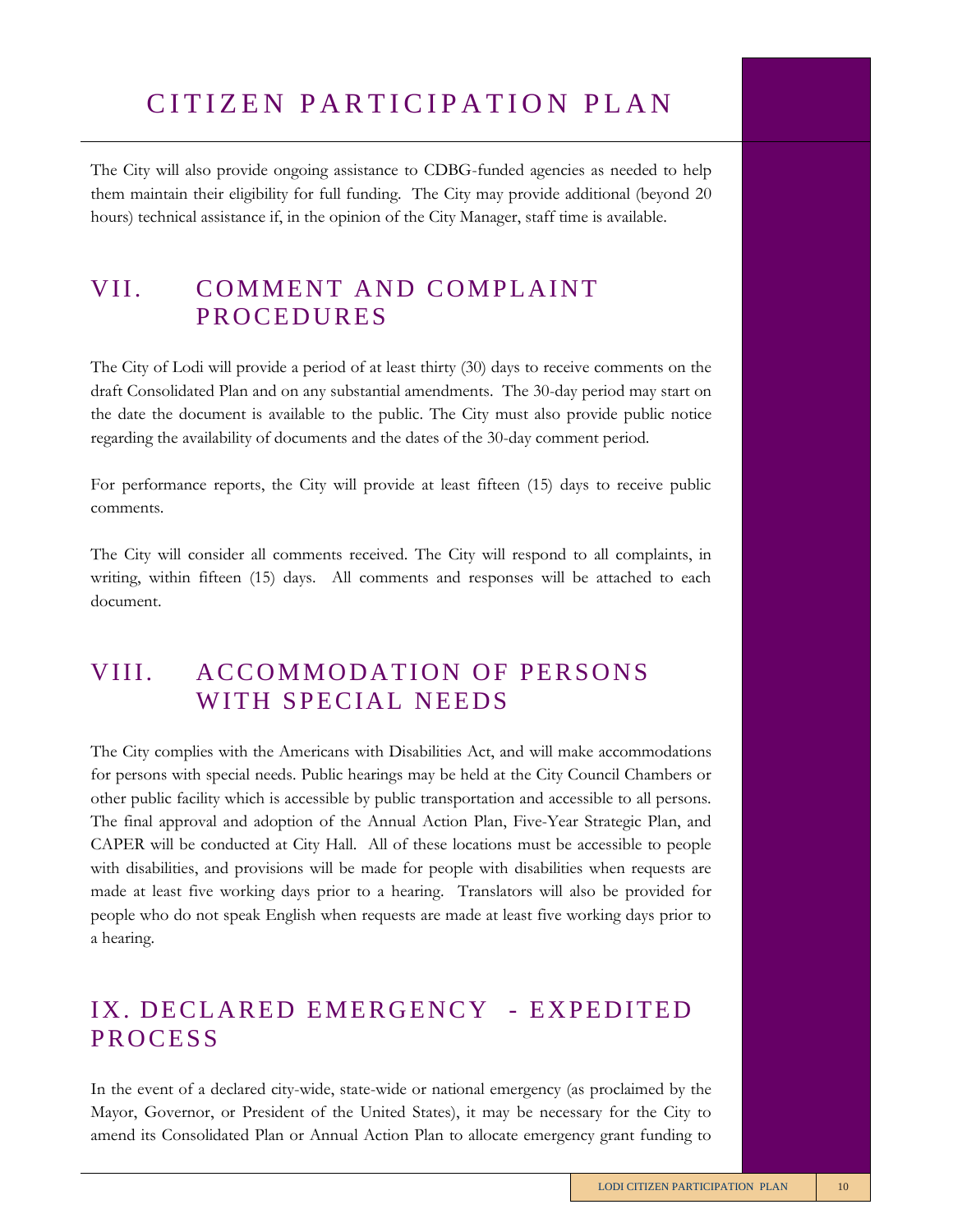The City will also provide ongoing assistance to CDBG-funded agencies as needed to help them maintain their eligibility for full funding. The City may provide additional (beyond 20 hours) technical assistance if, in the opinion of the City Manager, staff time is available.

## VII. COMMENT AND COMPLAINT PROCEDURES

The City of Lodi will provide a period of at least thirty (30) days to receive comments on the draft Consolidated Plan and on any substantial amendments. The 30-day period may start on the date the document is available to the public. The City must also provide public notice regarding the availability of documents and the dates of the 30-day comment period.

For performance reports, the City will provide at least fifteen (15) days to receive public comments.

The City will consider all comments received. The City will respond to all complaints, in writing, within fifteen (15) days. All comments and responses will be attached to each document.

## VIII. ACCOMMODATION OF PERSONS WITH SPECIAL NEEDS

The City complies with the Americans with Disabilities Act, and will make accommodations for persons with special needs. Public hearings may be held at the City Council Chambers or other public facility which is accessible by public transportation and accessible to all persons. The final approval and adoption of the Annual Action Plan, Five-Year Strategic Plan, and CAPER will be conducted at City Hall. All of these locations must be accessible to people with disabilities, and provisions will be made for people with disabilities when requests are made at least five working days prior to a hearing. Translators will also be provided for people who do not speak English when requests are made at least five working days prior to a hearing.

## IX. DECLARED EMERGENCY - EXPEDITED PROCESS

In the event of a declared city-wide, state-wide or national emergency (as proclaimed by the Mayor, Governor, or President of the United States), it may be necessary for the City to amend its Consolidated Plan or Annual Action Plan to allocate emergency grant funding to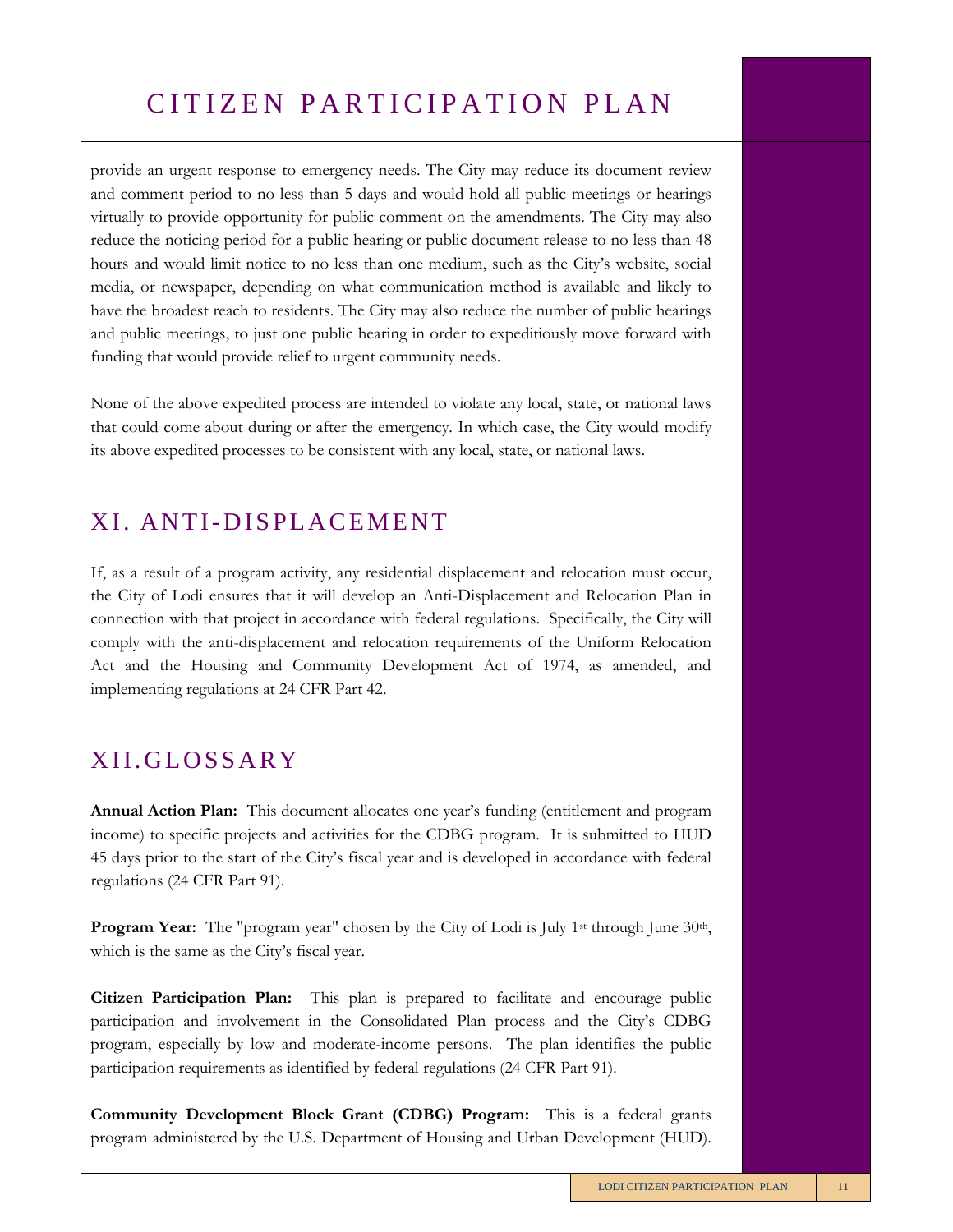provide an urgent response to emergency needs. The City may reduce its document review and comment period to no less than 5 days and would hold all public meetings or hearings virtually to provide opportunity for public comment on the amendments. The City may also reduce the noticing period for a public hearing or public document release to no less than 48 hours and would limit notice to no less than one medium, such as the City's website, social media, or newspaper, depending on what communication method is available and likely to have the broadest reach to residents. The City may also reduce the number of public hearings and public meetings, to just one public hearing in order to expeditiously move forward with funding that would provide relief to urgent community needs.

None of the above expedited process are intended to violate any local, state, or national laws that could come about during or after the emergency. In which case, the City would modify its above expedited processes to be consistent with any local, state, or national laws.

## XI. ANTI-DISPLACEMENT

If, as a result of a program activity, any residential displacement and relocation must occur, the City of Lodi ensures that it will develop an Anti-Displacement and Relocation Plan in connection with that project in accordance with federal regulations. Specifically, the City will comply with the anti-displacement and relocation requirements of the Uniform Relocation Act and the Housing and Community Development Act of 1974, as amended, and implementing regulations at 24 CFR Part 42.

## XII.GLOSSARY

**Annual Action Plan:** This document allocates one year's funding (entitlement and program income) to specific projects and activities for the CDBG program. It is submitted to HUD 45 days prior to the start of the City's fiscal year and is developed in accordance with federal regulations (24 CFR Part 91).

**Program Year:** The "program year" chosen by the City of Lodi is July 1st through June 30th, which is the same as the City's fiscal year.

**Citizen Participation Plan:** This plan is prepared to facilitate and encourage public participation and involvement in the Consolidated Plan process and the City's CDBG program, especially by low and moderate-income persons. The plan identifies the public participation requirements as identified by federal regulations (24 CFR Part 91).

**Community Development Block Grant (CDBG) Program:** This is a federal grants program administered by the U.S. Department of Housing and Urban Development (HUD).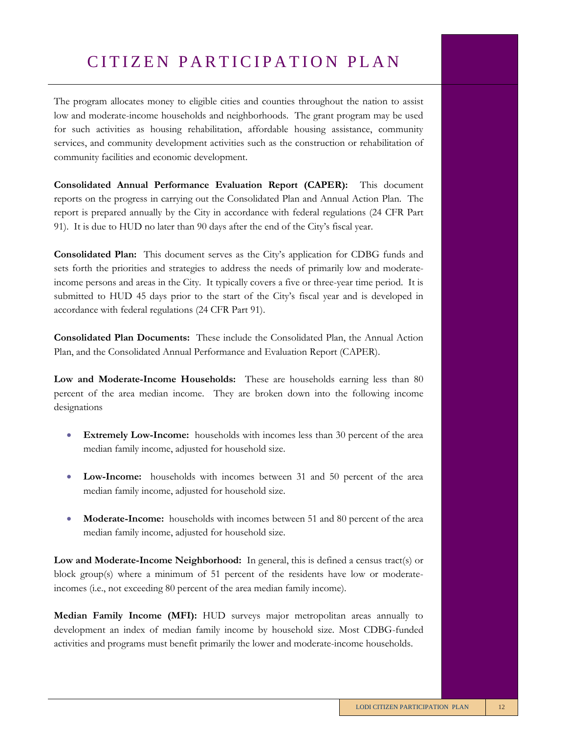# CITIZEN PARTICIPATION PLAN

The program allocates money to eligible cities and counties throughout the nation to assist low and moderate-income households and neighborhoods. The grant program may be used for such activities as housing rehabilitation, affordable housing assistance, community services, and community development activities such as the construction or rehabilitation of community facilities and economic development.

**Consolidated Annual Performance Evaluation Report (CAPER):** This document reports on the progress in carrying out the Consolidated Plan and Annual Action Plan. The report is prepared annually by the City in accordance with federal regulations (24 CFR Part 91). It is due to HUD no later than 90 days after the end of the City's fiscal year.

**Consolidated Plan:** This document serves as the City's application for CDBG funds and sets forth the priorities and strategies to address the needs of primarily low and moderate-income persons and areas in the City. It typically covers a five or three-year time period. It is submitted to HUD 45 days prior to the start of the City's fiscal year and is developed in accordance with federal regulations (24 CFR Part 91).

**Consolidated Plan Documents:** These include the Consolidated Plan, the Annual Action Plan, and the Consolidated Annual Performance and Evaluation Report (CAPER).

**Low and Moderate-Income Households:** These are households earning less than 80 percent of the area median income. They are broken down into the following income designations

- **Extremely Low-Income:** households with incomes less than 30 percent of the area median family income, adjusted for household size.
- **Low-Income:** households with incomes between 31 and 50 percent of the area median family income, adjusted for household size.
- **Moderate-Income:** households with incomes between 51 and 80 percent of the area median family income, adjusted for household size.

**Low and Moderate-Income Neighborhood:** In general, this is defined a census tract(s) or block group(s) where a minimum of 51 percent of the residents have low or moderate-incomes (i.e., not exceeding 80 percent of the area median family income).

**Median Family Income (MFI):** HUD surveys major metropolitan areas annually to development an index of median family income by household size. Most CDBG-funded activities and programs must benefit primarily the lower and moderate-income households.